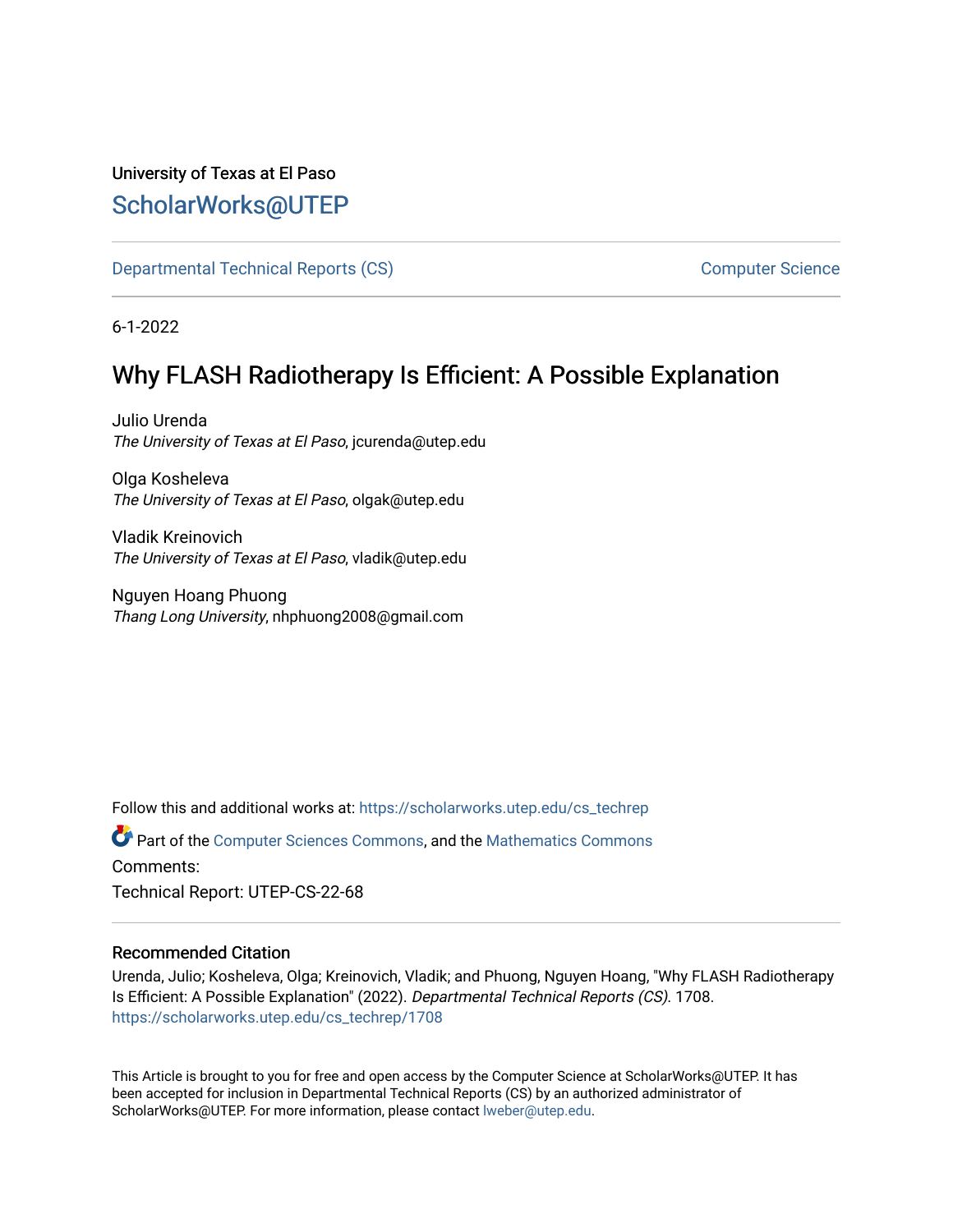University of Texas at El Paso

## ScholarWorks@UTEP

Departmental Technical Reports (CS) | Computer Science

6-1-2022

# Why FLASH Radiotherapy Is Efficient: A Possible Explanation

Julio Urenda
*The University of Texas at El Paso*, jcurenda@utep.edu

Olga Kosheleva
*The University of Texas at El Paso*, olgak@utep.edu

Vladik Kreinovich
*The University of Texas at El Paso*, vladik@utep.edu

Nguyen Hoang Phuong
*Thang Long University*, nhphuong2008@gmail.com

Follow this and additional works at: https://scholarworks.utep.edu/cs_techrep

Part of the Computer Sciences Commons, and the Mathematics Commons

Comments:

Technical Report: UTEP-CS-22-68

### Recommended Citation

Urenda, Julio; Kosheleva, Olga; Kreinovich, Vladik; and Phuong, Nguyen Hoang, "Why FLASH Radiotherapy Is Efficient: A Possible Explanation" (2022). *Departmental Technical Reports (CS)*. 1708.
https://scholarworks.utep.edu/cs_techrep/1708

This Article is brought to you for free and open access by the Computer Science at ScholarWorks@UTEP. It has been accepted for inclusion in Departmental Technical Reports (CS) by an authorized administrator of ScholarWorks@UTEP. For more information, please contact lweber@utep.edu.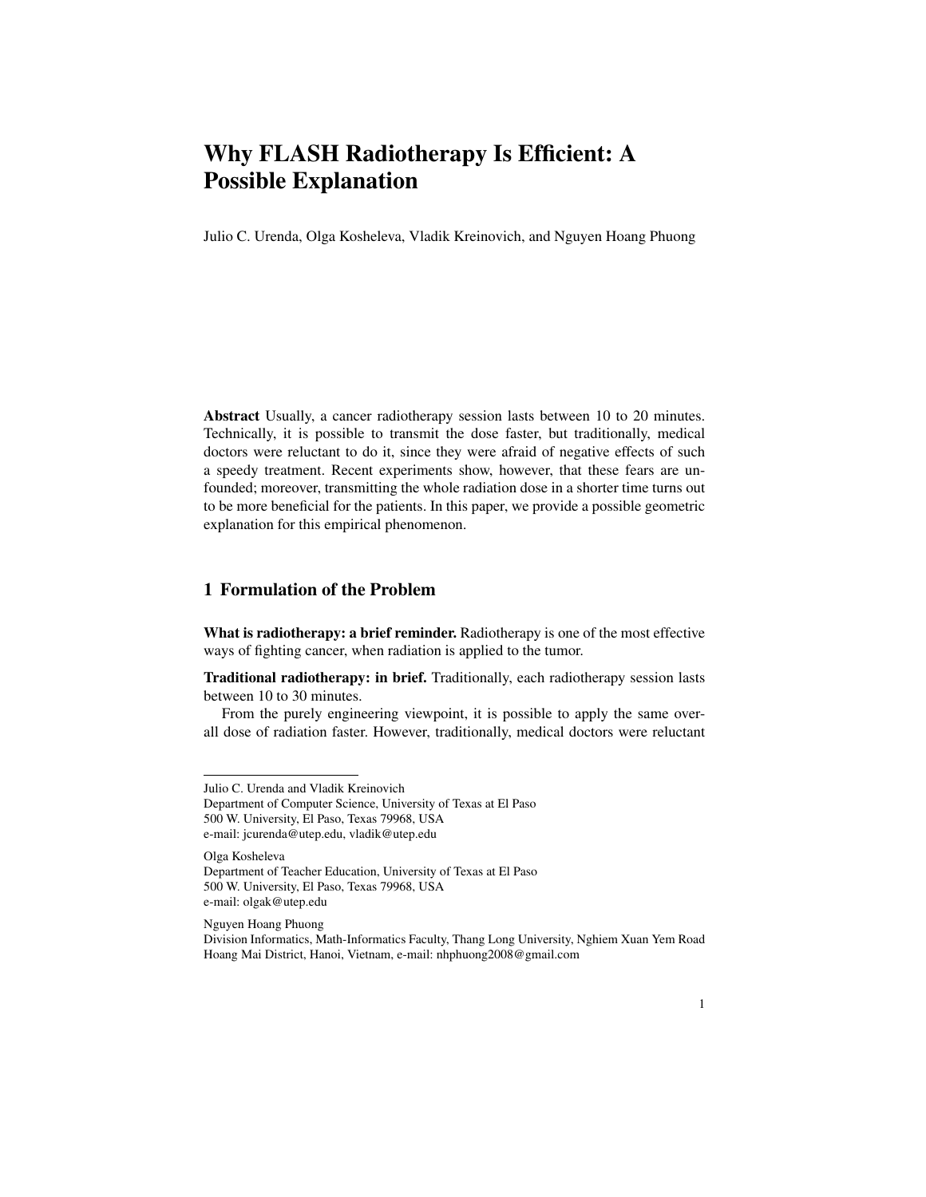# Why FLASH Radiotherapy Is Efficient: A Possible Explanation

Julio C. Urenda, Olga Kosheleva, Vladik Kreinovich, and Nguyen Hoang Phuong

**Abstract** Usually, a cancer radiotherapy session lasts between 10 to 20 minutes. Technically, it is possible to transmit the dose faster, but traditionally, medical doctors were reluctant to do it, since they were afraid of negative effects of such a speedy treatment. Recent experiments show, however, that these fears are unfounded; moreover, transmitting the whole radiation dose in a shorter time turns out to be more beneficial for the patients. In this paper, we provide a possible geometric explanation for this empirical phenomenon.

## 1 Formulation of the Problem

**What is radiotherapy: a brief reminder.** Radiotherapy is one of the most effective ways of fighting cancer, when radiation is applied to the tumor.

**Traditional radiotherapy: in brief.** Traditionally, each radiotherapy session lasts between 10 to 30 minutes.

From the purely engineering viewpoint, it is possible to apply the same overall dose of radiation faster. However, traditionally, medical doctors were reluctant

---

Julio C. Urenda and Vladik Kreinovich
Department of Computer Science, University of Texas at El Paso
500 W. University, El Paso, Texas 79968, USA
e-mail: jcurenda@utep.edu, vladik@utep.edu

Olga Kosheleva
Department of Teacher Education, University of Texas at El Paso
500 W. University, El Paso, Texas 79968, USA
e-mail: olgak@utep.edu

Nguyen Hoang Phuong
Division Informatics, Math-Informatics Faculty, Thang Long University, Nghiem Xuan Yem Road
Hoang Mai District, Hanoi, Vietnam, e-mail: nhphuong2008@gmail.com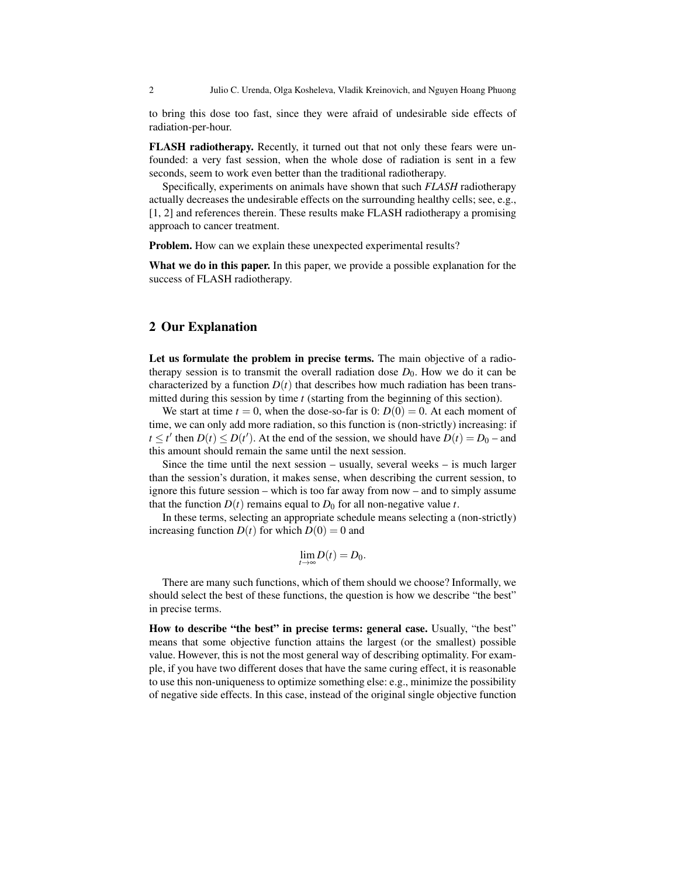to bring this dose too fast, since they were afraid of undesirable side effects of radiation-per-hour.

**FLASH radiotherapy.** Recently, it turned out that not only these fears were unfounded: a very fast session, when the whole dose of radiation is sent in a few seconds, seem to work even better than the traditional radiotherapy.

Specifically, experiments on animals have shown that such *FLASH* radiotherapy actually decreases the undesirable effects on the surrounding healthy cells; see, e.g., [1, 2] and references therein. These results make FLASH radiotherapy a promising approach to cancer treatment.

**Problem.** How can we explain these unexpected experimental results?

**What we do in this paper.** In this paper, we provide a possible explanation for the success of FLASH radiotherapy.

## 2 Our Explanation

**Let us formulate the problem in precise terms.** The main objective of a radiotherapy session is to transmit the overall radiation dose $D_0$. How we do it can be characterized by a function $D(t)$ that describes how much radiation has been transmitted during this session by time $t$ (starting from the beginning of this section).

We start at time $t = 0$, when the dose-so-far is 0: $D(0) = 0$. At each moment of time, we can only add more radiation, so this function is (non-strictly) increasing: if $t \le t'$ then $D(t) \le D(t')$. At the end of the session, we should have $D(t) = D_0$ – and this amount should remain the same until the next session.

Since the time until the next session – usually, several weeks – is much larger than the session's duration, it makes sense, when describing the current session, to ignore this future session – which is too far away from now – and to simply assume that the function $D(t)$ remains equal to $D_0$ for all non-negative value $t$.

In these terms, selecting an appropriate schedule means selecting a (non-strictly) increasing function $D(t)$ for which $D(0) = 0$ and

$$\lim_{t \to \infty} D(t) = D_0.$$

There are many such functions, which of them should we choose? Informally, we should select the best of these functions, the question is how we describe "the best" in precise terms.

**How to describe "the best" in precise terms: general case.** Usually, "the best" means that some objective function attains the largest (or the smallest) possible value. However, this is not the most general way of describing optimality. For example, if you have two different doses that have the same curing effect, it is reasonable to use this non-uniqueness to optimize something else: e.g., minimize the possibility of negative side effects. In this case, instead of the original single objective function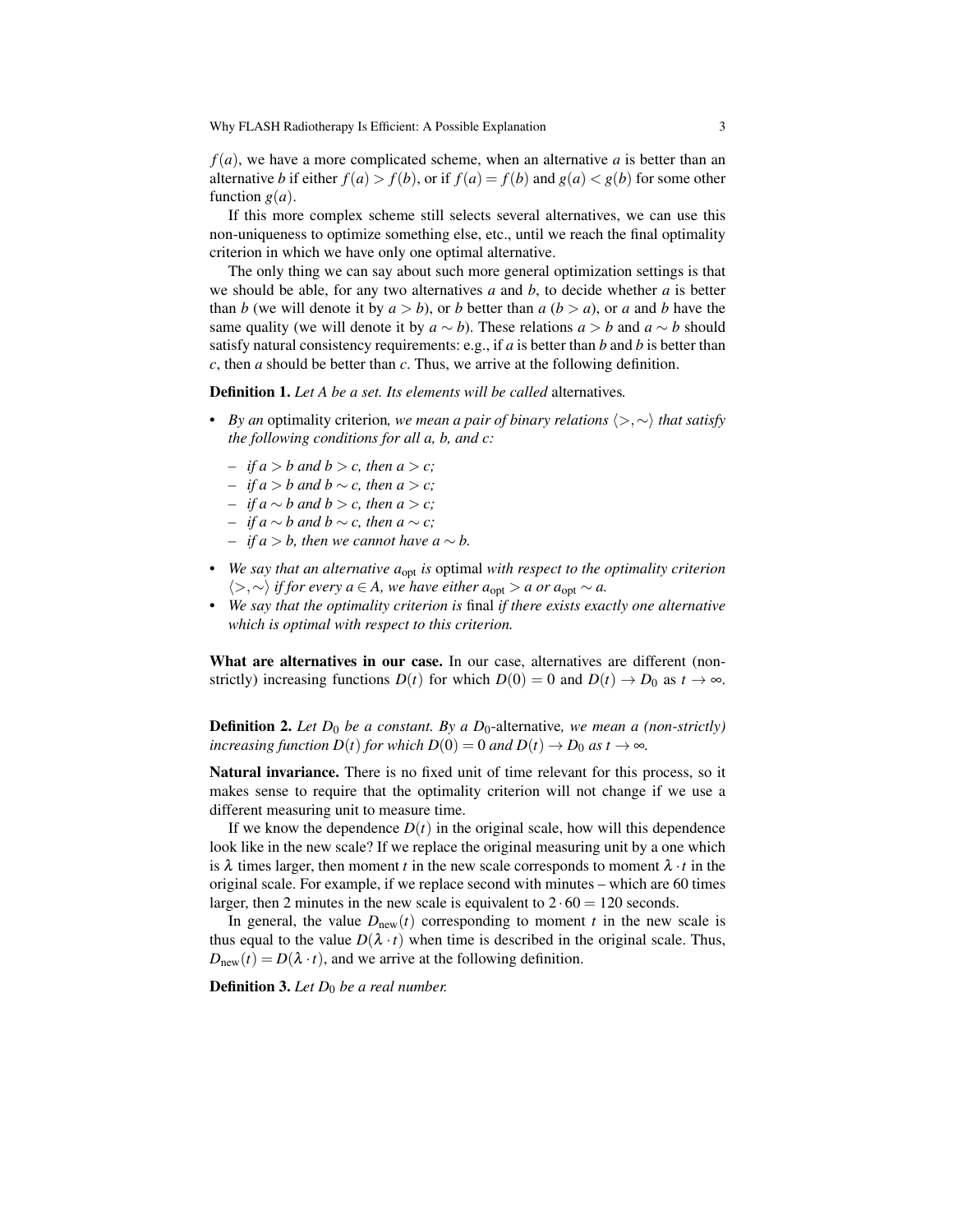$f(a)$, we have a more complicated scheme, when an alternative $a$ is better than an alternative $b$ if either $f(a) > f(b)$, or if $f(a) = f(b)$ and $g(a) < g(b)$ for some other function $g(a)$.

If this more complex scheme still selects several alternatives, we can use this non-uniqueness to optimize something else, etc., until we reach the final optimality criterion in which we have only one optimal alternative.

The only thing we can say about such more general optimization settings is that we should be able, for any two alternatives $a$ and $b$, to decide whether $a$ is better than $b$ (we will denote it by $a > b$), or $b$ better than $a$ ($b > a$), or $a$ and $b$ have the same quality (we will denote it by $a \sim b$). These relations $a > b$ and $a \sim b$ should satisfy natural consistency requirements: e.g., if $a$ is better than $b$ and $b$ is better than $c$, then $a$ should be better than $c$. Thus, we arrive at the following definition.

**Definition 1.** *Let $A$ be a set. Its elements will be called* alternatives*.*

- *By an* optimality criterion*, we mean a pair of binary relations $\langle >, \sim \rangle$ that satisfy the following conditions for all a, b, and c:*
  - *if $a > b$ and $b > c$, then $a > c$;*
  - *if $a > b$ and $b \sim c$, then $a > c$;*
  - *if $a \sim b$ and $b > c$, then $a > c$;*
  - *if $a \sim b$ and $b \sim c$, then $a \sim c$;*
  - *if $a > b$, then we cannot have $a \sim b$.*
- *We say that an alternative $a_{\text{opt}}$ is* optimal *with respect to the optimality criterion $\langle >, \sim \rangle$ if for every $a \in A$, we have either $a_{\text{opt}} > a$ or $a_{\text{opt}} \sim a$.*
- *We say that the optimality criterion is* final *if there exists exactly one alternative which is optimal with respect to this criterion.*

**What are alternatives in our case.** In our case, alternatives are different (non-strictly) increasing functions $D(t)$ for which $D(0) = 0$ and $D(t) \to D_0$ as $t \to \infty$.

**Definition 2.** *Let $D_0$ be a constant. By a $D_0$-*alternative*, we mean a (non-strictly) increasing function $D(t)$ for which $D(0) = 0$ and $D(t) \to D_0$ as $t \to \infty$.*

**Natural invariance.** There is no fixed unit of time relevant for this process, so it makes sense to require that the optimality criterion will not change if we use a different measuring unit to measure time.

If we know the dependence $D(t)$ in the original scale, how will this dependence look like in the new scale? If we replace the original measuring unit by a one which is $\lambda$ times larger, then moment $t$ in the new scale corresponds to moment $\lambda \cdot t$ in the original scale. For example, if we replace second with minutes – which are 60 times larger, then 2 minutes in the new scale is equivalent to $2 \cdot 60 = 120$ seconds.

In general, the value $D_{\text{new}}(t)$ corresponding to moment $t$ in the new scale is thus equal to the value $D(\lambda \cdot t)$ when time is described in the original scale. Thus, $D_{\text{new}}(t) = D(\lambda \cdot t)$, and we arrive at the following definition.

**Definition 3.** *Let $D_0$ be a real number.*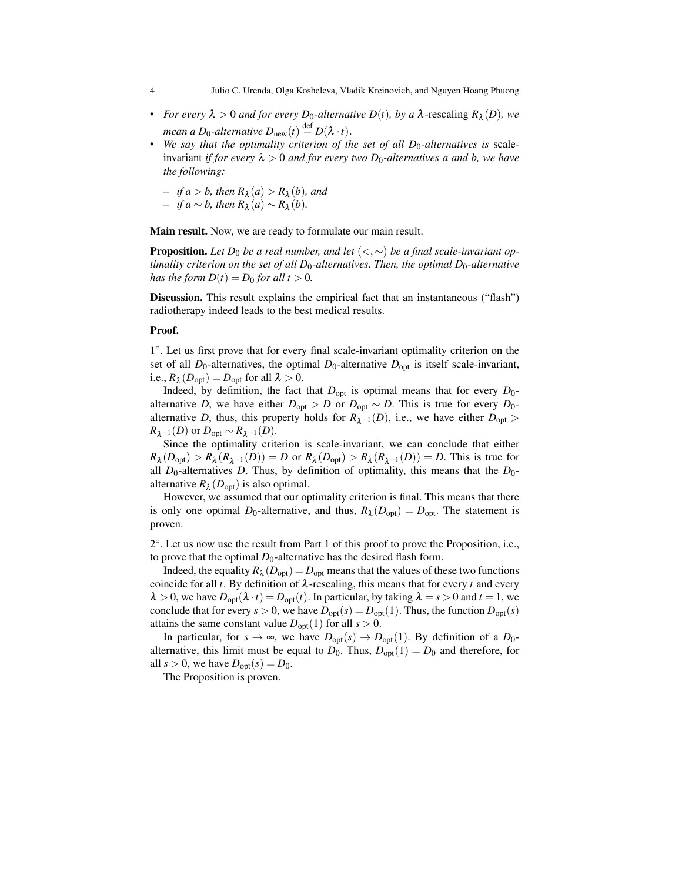- *For every $\lambda > 0$ and for every $D_0$-alternative $D(t)$, by a $\lambda$-*rescaling *$R_\lambda(D)$, we mean a $D_0$-alternative $D_{\rm new}(t) \stackrel{\rm def}{=} D(\lambda \cdot t)$.*
- *We say that the optimality criterion of the set of all $D_0$-alternatives is* scale-invariant *if for every $\lambda > 0$ and for every two $D_0$-alternatives $a$ and $b$, we have the following:*
  - *if $a > b$, then $R_\lambda(a) > R_\lambda(b)$, and*
  - *if $a \sim b$, then $R_\lambda(a) \sim R_\lambda(b)$.*

**Main result.** Now, we are ready to formulate our main result.

**Proposition.** *Let $D_0$ be a real number, and let $(<, \sim)$ be a final scale-invariant optimality criterion on the set of all $D_0$-alternatives. Then, the optimal $D_0$-alternative has the form $D(t) = D_0$ for all $t > 0$.*

**Discussion.** This result explains the empirical fact that an instantaneous ("flash") radiotherapy indeed leads to the best medical results.

**Proof.**

$1^\circ$. Let us first prove that for every final scale-invariant optimality criterion on the set of all $D_0$-alternatives, the optimal $D_0$-alternative $D_{\rm opt}$ is itself scale-invariant, i.e., $R_\lambda(D_{\rm opt}) = D_{\rm opt}$ for all $\lambda > 0$.

Indeed, by definition, the fact that $D_{\rm opt}$ is optimal means that for every $D_0$-alternative $D$, we have either $D_{\rm opt} > D$ or $D_{\rm opt} \sim D$. This is true for every $D_0$-alternative $D$, thus, this property holds for $R_{\lambda^{-1}}(D)$, i.e., we have either $D_{\rm opt} > R_{\lambda^{-1}}(D)$ or $D_{\rm opt} \sim R_{\lambda^{-1}}(D)$.

Since the optimality criterion is scale-invariant, we can conclude that either $R_\lambda(D_{\rm opt}) > R_\lambda(R_{\lambda^{-1}}(D)) = D$ or $R_\lambda(D_{\rm opt}) > R_\lambda(R_{\lambda^{-1}}(D)) = D$. This is true for all $D_0$-alternatives $D$. Thus, by definition of optimality, this means that the $D_0$-alternative $R_\lambda(D_{\rm opt})$ is also optimal.

However, we assumed that our optimality criterion is final. This means that there is only one optimal $D_0$-alternative, and thus, $R_\lambda(D_{\rm opt}) = D_{\rm opt}$. The statement is proven.

$2^\circ$. Let us now use the result from Part 1 of this proof to prove the Proposition, i.e., to prove that the optimal $D_0$-alternative has the desired flash form.

Indeed, the equality $R_\lambda(D_{\rm opt}) = D_{\rm opt}$ means that the values of these two functions coincide for all $t$. By definition of $\lambda$-rescaling, this means that for every $t$ and every $\lambda > 0$, we have $D_{\rm opt}(\lambda \cdot t) = D_{\rm opt}(t)$. In particular, by taking $\lambda = s > 0$ and $t = 1$, we conclude that for every $s > 0$, we have $D_{\rm opt}(s) = D_{\rm opt}(1)$. Thus, the function $D_{\rm opt}(s)$ attains the same constant value $D_{\rm opt}(1)$ for all $s > 0$.

In particular, for $s \to \infty$, we have $D_{\rm opt}(s) \to D_{\rm opt}(1)$. By definition of a $D_0$-alternative, this limit must be equal to $D_0$. Thus, $D_{\rm opt}(1) = D_0$ and therefore, for all $s > 0$, we have $D_{\rm opt}(s) = D_0$.

The Proposition is proven.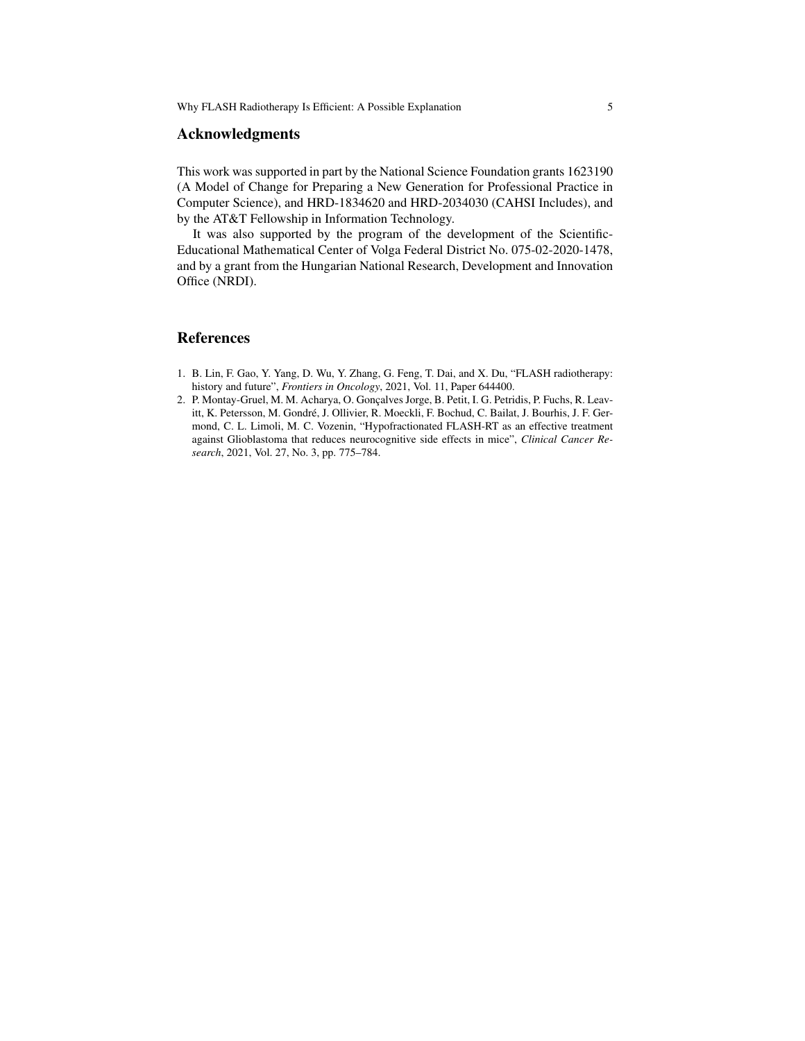## Acknowledgments

This work was supported in part by the National Science Foundation grants 1623190 (A Model of Change for Preparing a New Generation for Professional Practice in Computer Science), and HRD-1834620 and HRD-2034030 (CAHSI Includes), and by the AT&T Fellowship in Information Technology.

It was also supported by the program of the development of the Scientific-Educational Mathematical Center of Volga Federal District No. 075-02-2020-1478, and by a grant from the Hungarian National Research, Development and Innovation Office (NRDI).

## References

1. B. Lin, F. Gao, Y. Yang, D. Wu, Y. Zhang, G. Feng, T. Dai, and X. Du, "FLASH radiotherapy: history and future", *Frontiers in Oncology*, 2021, Vol. 11, Paper 644400.
2. P. Montay-Gruel, M. M. Acharya, O. Gonçalves Jorge, B. Petit, I. G. Petridis, P. Fuchs, R. Leavitt, K. Petersson, M. Gondré, J. Ollivier, R. Moeckli, F. Bochud, C. Bailat, J. Bourhis, J. F. Germond, C. L. Limoli, M. C. Vozenin, "Hypofractionated FLASH-RT as an effective treatment against Glioblastoma that reduces neurocognitive side effects in mice", *Clinical Cancer Research*, 2021, Vol. 27, No. 3, pp. 775–784.